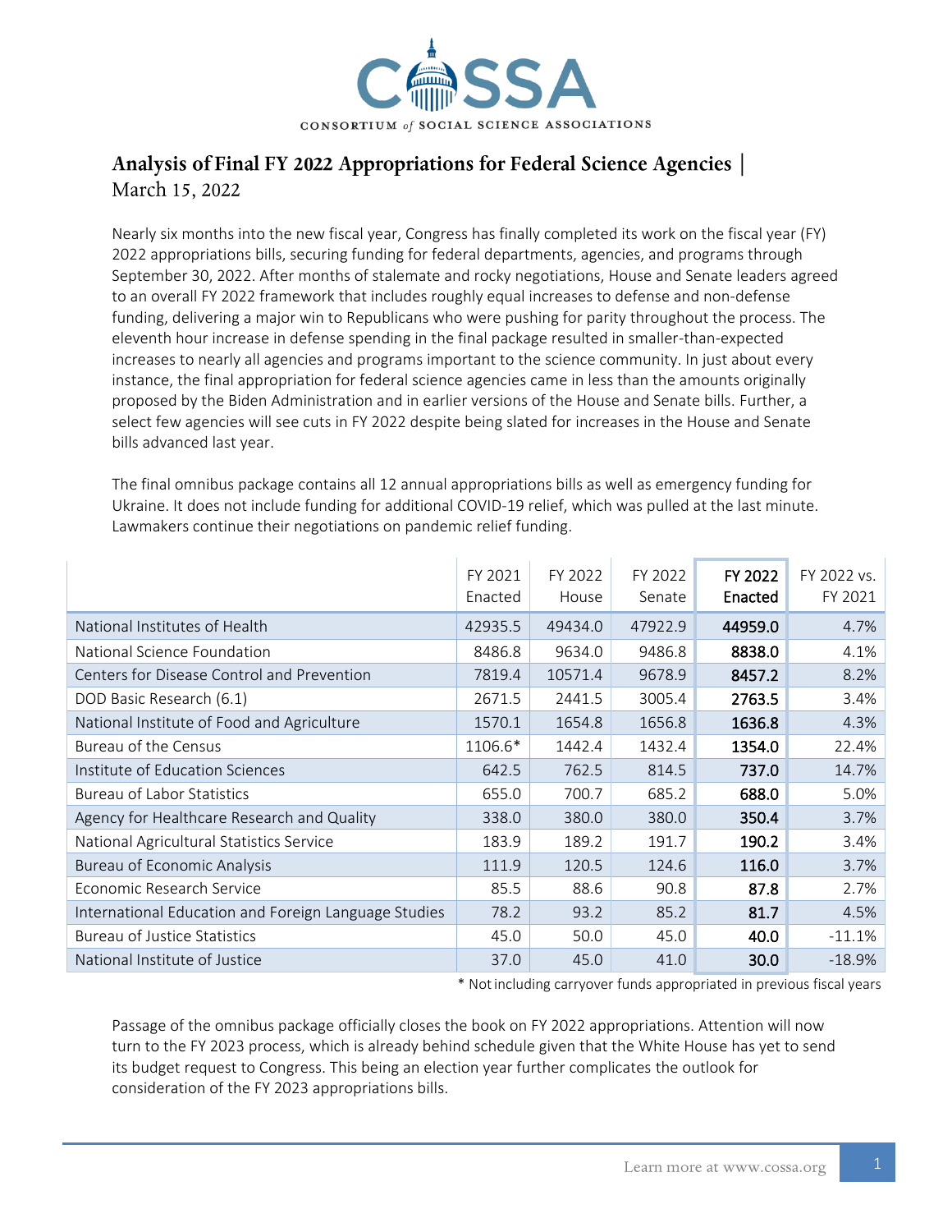CONSORTIUM of SOCIAL SCIENCE ASSOCIATIONS

# Analysis of Final FY 2022 Appropriations for Federal Science Agencies | March 15, 2022

Nearly six months into the new fiscal year, Congress has finally completed its work on the fiscal year (FY) 2022 appropriations bills, securing funding for federal departments, agencies, and programs through September 30, 2022. After months of stalemate and rocky negotiations, House and Senate leaders agreed to an overall FY 2022 framework that includes roughly equal increases to defense and non-defense funding, delivering a major win to Republicans who were pushing for parity throughout the process. The eleventh hour increase in defense spending in the final package resulted in smaller-than-expected increases to nearly all agencies and programs important to the science community. In just about every instance, the final appropriation for federal science agencies came in less than the amounts originally proposed by the Biden Administration and in earlier versions of the House and Senate bills. Further, a select few agencies will see cuts in FY 2022 despite being slated for increases in the House and Senate bills advanced last year.

The final omnibus package contains all 12 annual appropriations bills as well as emergency funding for Ukraine. It does not include funding for additional COVID-19 relief, which was pulled at the last minute. Lawmakers continue their negotiations on pandemic relief funding.

| | FY 2021 Enacted | FY 2022 House | FY 2022 Senate | **FY 2022 Enacted** | FY 2022 vs. FY 2021 |
|---|---|---|---|---|---|
| National Institutes of Health | 42935.5 | 49434.0 | 47922.9 | **44959.0** | 4.7% |
| National Science Foundation | 8486.8 | 9634.0 | 9486.8 | **8838.0** | 4.1% |
| Centers for Disease Control and Prevention | 7819.4 | 10571.4 | 9678.9 | **8457.2** | 8.2% |
| DOD Basic Research (6.1) | 2671.5 | 2441.5 | 3005.4 | **2763.5** | 3.4% |
| National Institute of Food and Agriculture | 1570.1 | 1654.8 | 1656.8 | **1636.8** | 4.3% |
| Bureau of the Census | 1106.6* | 1442.4 | 1432.4 | **1354.0** | 22.4% |
| Institute of Education Sciences | 642.5 | 762.5 | 814.5 | **737.0** | 14.7% |
| Bureau of Labor Statistics | 655.0 | 700.7 | 685.2 | **688.0** | 5.0% |
| Agency for Healthcare Research and Quality | 338.0 | 380.0 | 380.0 | **350.4** | 3.7% |
| National Agricultural Statistics Service | 183.9 | 189.2 | 191.7 | **190.2** | 3.4% |
| Bureau of Economic Analysis | 111.9 | 120.5 | 124.6 | **116.0** | 3.7% |
| Economic Research Service | 85.5 | 88.6 | 90.8 | **87.8** | 2.7% |
| International Education and Foreign Language Studies | 78.2 | 93.2 | 85.2 | **81.7** | 4.5% |
| Bureau of Justice Statistics | 45.0 | 50.0 | 45.0 | **40.0** | -11.1% |
| National Institute of Justice | 37.0 | 45.0 | 41.0 | **30.0** | -18.9% |

\* Not including carryover funds appropriated in previous fiscal years

Passage of the omnibus package officially closes the book on FY 2022 appropriations. Attention will now turn to the FY 2023 process, which is already behind schedule given that the White House has yet to send its budget request to Congress. This being an election year further complicates the outlook for consideration of the FY 2023 appropriations bills.

Learn more at www.cossa.org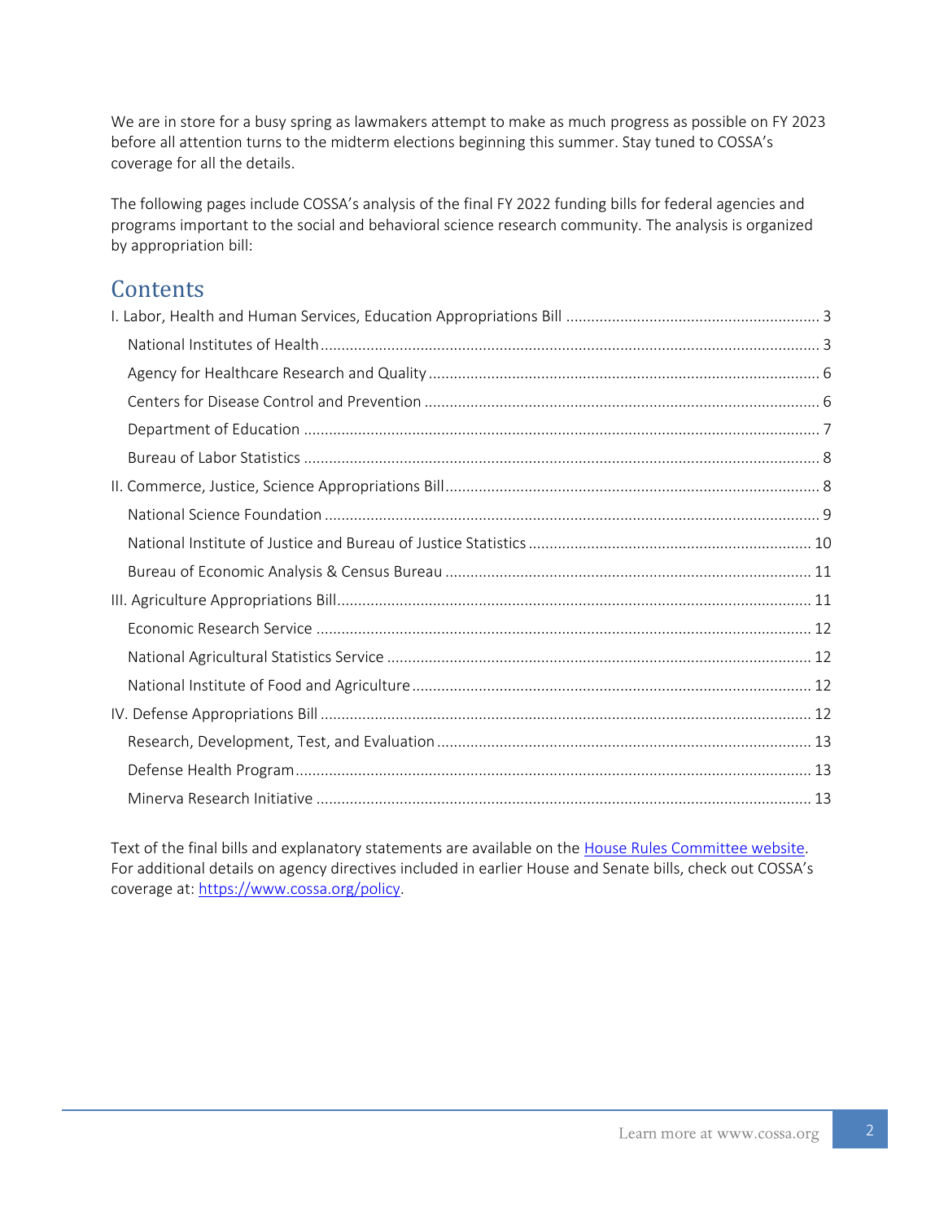We are in store for a busy spring as lawmakers attempt to make as much progress as possible on FY 2023 before all attention turns to the midterm elections beginning this summer. Stay tuned to COSSA's coverage for all the details.

The following pages include COSSA's analysis of the final FY 2022 funding bills for federal agencies and programs important to the social and behavioral science research community. The analysis is organized by appropriation bill:

## Contents

- I. Labor, Health and Human Services, Education Appropriations Bill ............ 3
  - National Institutes of Health ............ 3
  - Agency for Healthcare Research and Quality ............ 6
  - Centers for Disease Control and Prevention ............ 6
  - Department of Education ............ 7
  - Bureau of Labor Statistics ............ 8
- II. Commerce, Justice, Science Appropriations Bill ............ 8
  - National Science Foundation ............ 9
  - National Institute of Justice and Bureau of Justice Statistics ............ 10
  - Bureau of Economic Analysis & Census Bureau ............ 11
- III. Agriculture Appropriations Bill ............ 11
  - Economic Research Service ............ 12
  - National Agricultural Statistics Service ............ 12
  - National Institute of Food and Agriculture ............ 12
- IV. Defense Appropriations Bill ............ 12
  - Research, Development, Test, and Evaluation ............ 13
  - Defense Health Program ............ 13
  - Minerva Research Initiative ............ 13

Text of the final bills and explanatory statements are available on the House Rules Committee website. For additional details on agency directives included in earlier House and Senate bills, check out COSSA's coverage at: https://www.cossa.org/policy.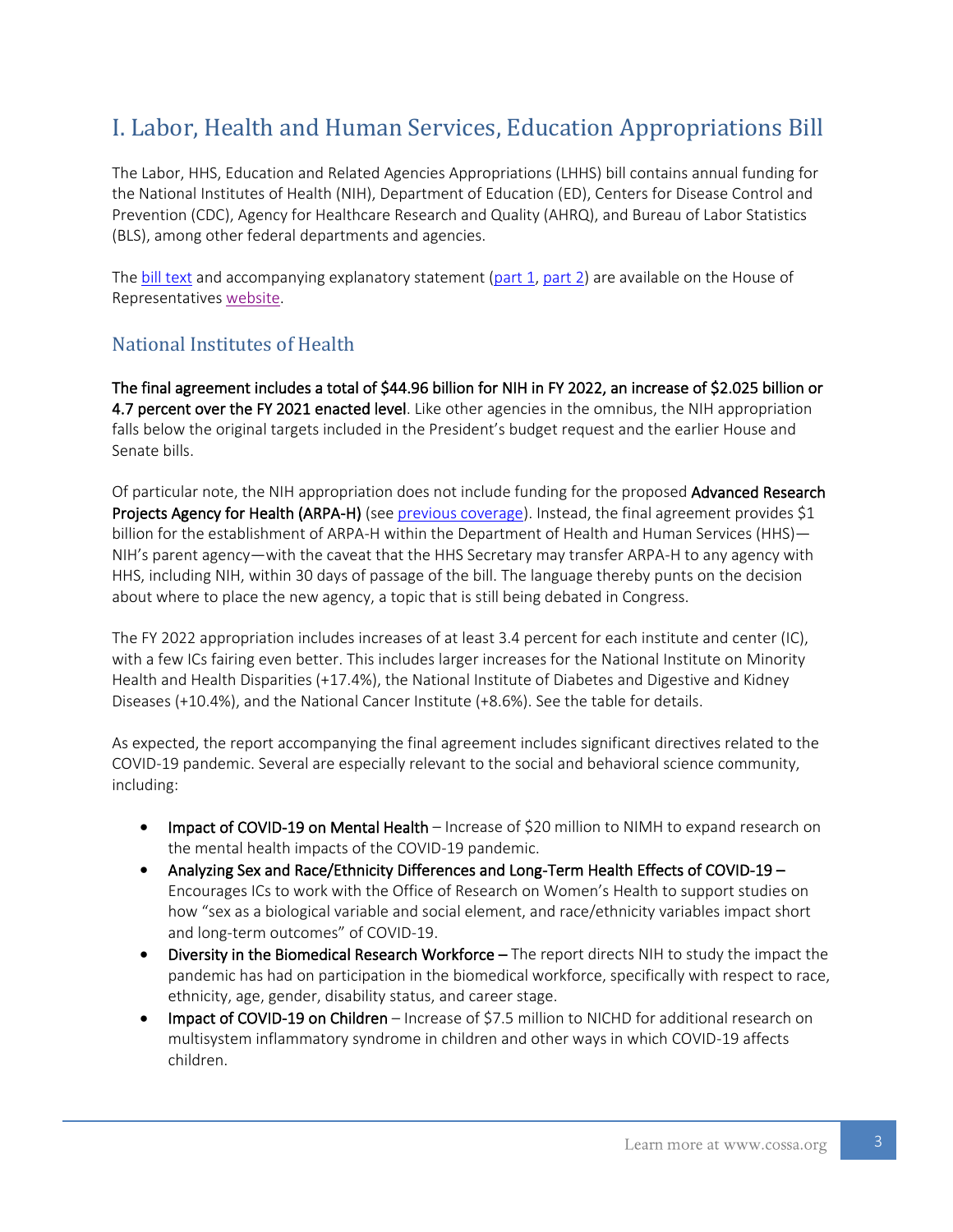# I. Labor, Health and Human Services, Education Appropriations Bill

The Labor, HHS, Education and Related Agencies Appropriations (LHHS) bill contains annual funding for the National Institutes of Health (NIH), Department of Education (ED), Centers for Disease Control and Prevention (CDC), Agency for Healthcare Research and Quality (AHRQ), and Bureau of Labor Statistics (BLS), among other federal departments and agencies.

The bill text and accompanying explanatory statement (part 1, part 2) are available on the House of Representatives website.

## National Institutes of Health

**The final agreement includes a total of $44.96 billion for NIH in FY 2022, an increase of $2.025 billion or 4.7 percent over the FY 2021 enacted level**. Like other agencies in the omnibus, the NIH appropriation falls below the original targets included in the President's budget request and the earlier House and Senate bills.

Of particular note, the NIH appropriation does not include funding for the proposed **Advanced Research Projects Agency for Health (ARPA-H)** (see previous coverage). Instead, the final agreement provides $1 billion for the establishment of ARPA-H within the Department of Health and Human Services (HHS)—NIH's parent agency—with the caveat that the HHS Secretary may transfer ARPA-H to any agency with HHS, including NIH, within 30 days of passage of the bill. The language thereby punts on the decision about where to place the new agency, a topic that is still being debated in Congress.

The FY 2022 appropriation includes increases of at least 3.4 percent for each institute and center (IC), with a few ICs fairing even better. This includes larger increases for the National Institute on Minority Health and Health Disparities (+17.4%), the National Institute of Diabetes and Digestive and Kidney Diseases (+10.4%), and the National Cancer Institute (+8.6%). See the table for details.

As expected, the report accompanying the final agreement includes significant directives related to the COVID-19 pandemic. Several are especially relevant to the social and behavioral science community, including:

- **Impact of COVID-19 on Mental Health** – Increase of $20 million to NIMH to expand research on the mental health impacts of the COVID-19 pandemic.
- **Analyzing Sex and Race/Ethnicity Differences and Long-Term Health Effects of COVID-19 –** Encourages ICs to work with the Office of Research on Women's Health to support studies on how "sex as a biological variable and social element, and race/ethnicity variables impact short and long-term outcomes" of COVID-19.
- **Diversity in the Biomedical Research Workforce –** The report directs NIH to study the impact the pandemic has had on participation in the biomedical workforce, specifically with respect to race, ethnicity, age, gender, disability status, and career stage.
- **Impact of COVID-19 on Children** – Increase of $7.5 million to NICHD for additional research on multisystem inflammatory syndrome in children and other ways in which COVID-19 affects children.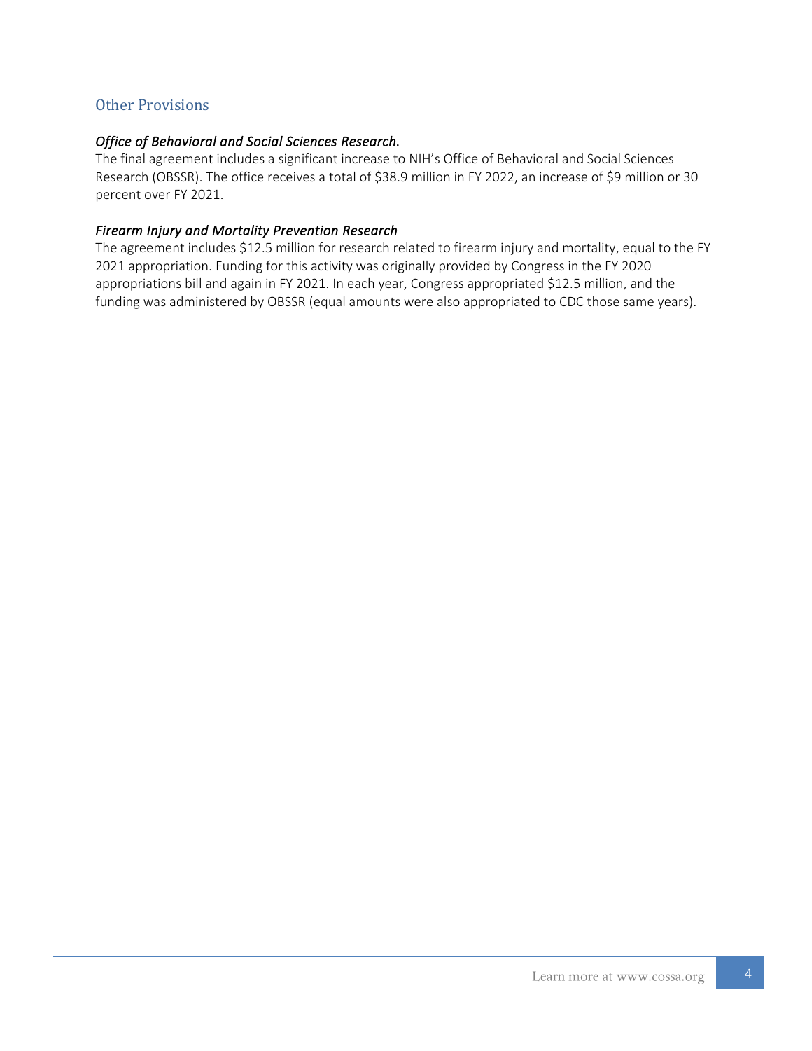## Other Provisions

### *Office of Behavioral and Social Sciences Research.*

The final agreement includes a significant increase to NIH's Office of Behavioral and Social Sciences Research (OBSSR). The office receives a total of $38.9 million in FY 2022, an increase of $9 million or 30 percent over FY 2021.

### *Firearm Injury and Mortality Prevention Research*

The agreement includes $12.5 million for research related to firearm injury and mortality, equal to the FY 2021 appropriation. Funding for this activity was originally provided by Congress in the FY 2020 appropriations bill and again in FY 2021. In each year, Congress appropriated $12.5 million, and the funding was administered by OBSSR (equal amounts were also appropriated to CDC those same years).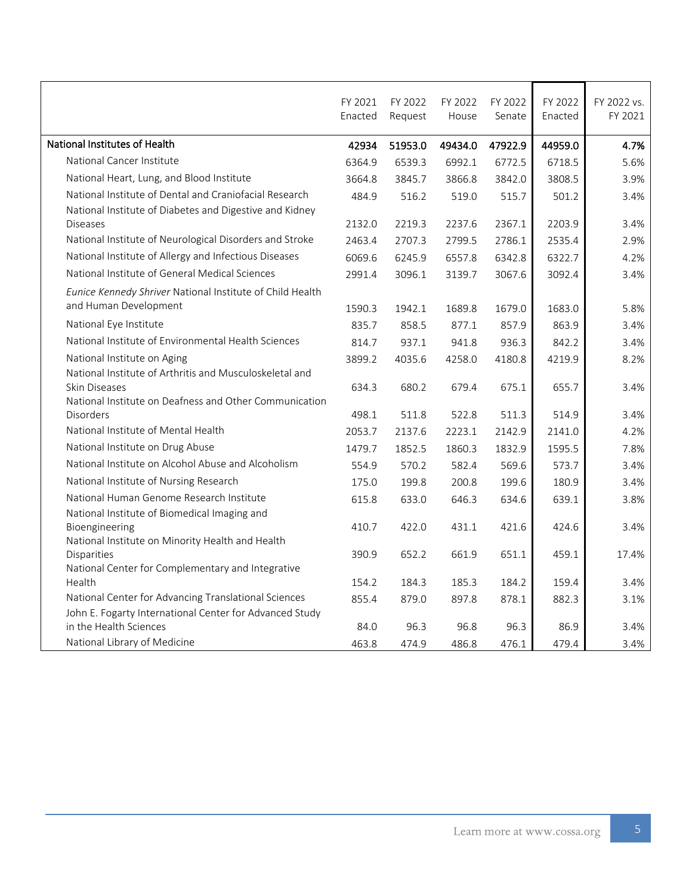| | FY 2021 Enacted | FY 2022 Request | FY 2022 House | FY 2022 Senate | FY 2022 Enacted | FY 2022 vs. FY 2021 |
|---|---|---|---|---|---|---|
| **National Institutes of Health** | **42934** | **51953.0** | **49434.0** | **47922.9** | **44959.0** | **4.7%** |
| National Cancer Institute | 6364.9 | 6539.3 | 6992.1 | 6772.5 | 6718.5 | 5.6% |
| National Heart, Lung, and Blood Institute | 3664.8 | 3845.7 | 3866.8 | 3842.0 | 3808.5 | 3.9% |
| National Institute of Dental and Craniofacial Research | 484.9 | 516.2 | 519.0 | 515.7 | 501.2 | 3.4% |
| National Institute of Diabetes and Digestive and Kidney Diseases | 2132.0 | 2219.3 | 2237.6 | 2367.1 | 2203.9 | 3.4% |
| National Institute of Neurological Disorders and Stroke | 2463.4 | 2707.3 | 2799.5 | 2786.1 | 2535.4 | 2.9% |
| National Institute of Allergy and Infectious Diseases | 6069.6 | 6245.9 | 6557.8 | 6342.8 | 6322.7 | 4.2% |
| National Institute of General Medical Sciences | 2991.4 | 3096.1 | 3139.7 | 3067.6 | 3092.4 | 3.4% |
| *Eunice Kennedy Shriver* National Institute of Child Health and Human Development | 1590.3 | 1942.1 | 1689.8 | 1679.0 | 1683.0 | 5.8% |
| National Eye Institute | 835.7 | 858.5 | 877.1 | 857.9 | 863.9 | 3.4% |
| National Institute of Environmental Health Sciences | 814.7 | 937.1 | 941.8 | 936.3 | 842.2 | 3.4% |
| National Institute on Aging | 3899.2 | 4035.6 | 4258.0 | 4180.8 | 4219.9 | 8.2% |
| National Institute of Arthritis and Musculoskeletal and Skin Diseases | 634.3 | 680.2 | 679.4 | 675.1 | 655.7 | 3.4% |
| National Institute on Deafness and Other Communication Disorders | 498.1 | 511.8 | 522.8 | 511.3 | 514.9 | 3.4% |
| National Institute of Mental Health | 2053.7 | 2137.6 | 2223.1 | 2142.9 | 2141.0 | 4.2% |
| National Institute on Drug Abuse | 1479.7 | 1852.5 | 1860.3 | 1832.9 | 1595.5 | 7.8% |
| National Institute on Alcohol Abuse and Alcoholism | 554.9 | 570.2 | 582.4 | 569.6 | 573.7 | 3.4% |
| National Institute of Nursing Research | 175.0 | 199.8 | 200.8 | 199.6 | 180.9 | 3.4% |
| National Human Genome Research Institute | 615.8 | 633.0 | 646.3 | 634.6 | 639.1 | 3.8% |
| National Institute of Biomedical Imaging and Bioengineering | 410.7 | 422.0 | 431.1 | 421.6 | 424.6 | 3.4% |
| National Institute on Minority Health and Health Disparities | 390.9 | 652.2 | 661.9 | 651.1 | 459.1 | 17.4% |
| National Center for Complementary and Integrative Health | 154.2 | 184.3 | 185.3 | 184.2 | 159.4 | 3.4% |
| National Center for Advancing Translational Sciences | 855.4 | 879.0 | 897.8 | 878.1 | 882.3 | 3.1% |
| John E. Fogarty International Center for Advanced Study in the Health Sciences | 84.0 | 96.3 | 96.8 | 96.3 | 86.9 | 3.4% |
| National Library of Medicine | 463.8 | 474.9 | 486.8 | 476.1 | 479.4 | 3.4% |

Learn more at www.cossa.org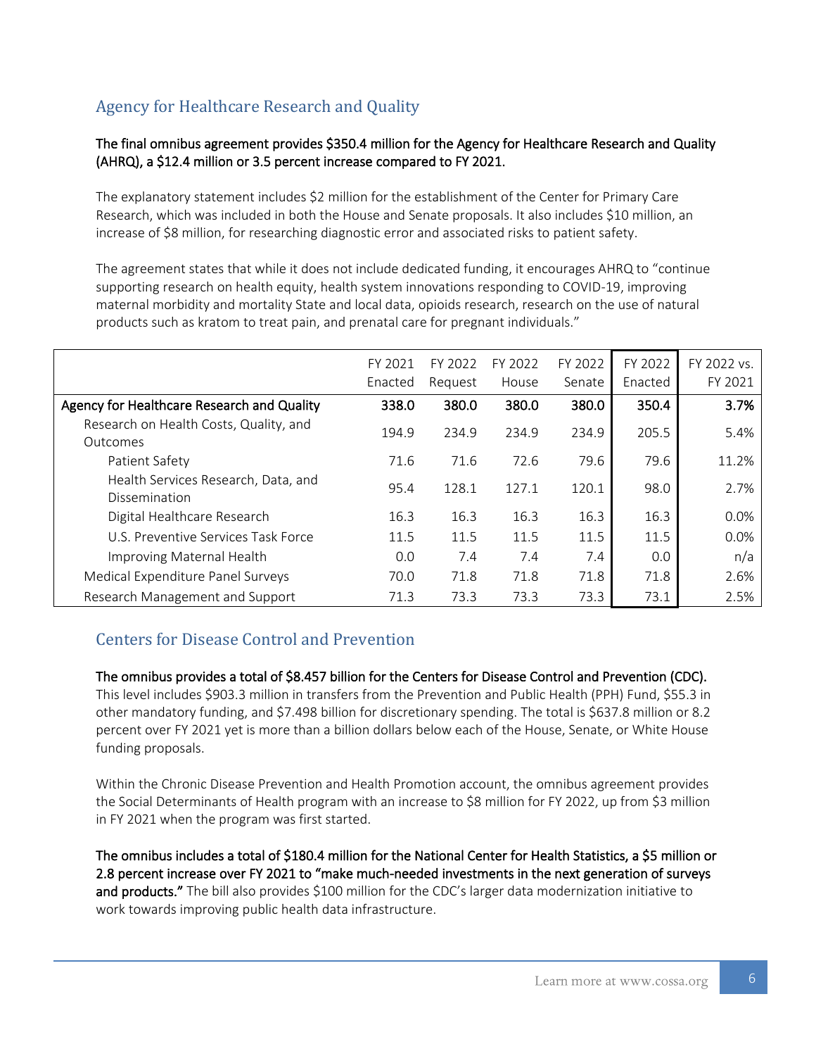## Agency for Healthcare Research and Quality

**The final omnibus agreement provides $350.4 million for the Agency for Healthcare Research and Quality (AHRQ), a $12.4 million or 3.5 percent increase compared to FY 2021.**

The explanatory statement includes $2 million for the establishment of the Center for Primary Care Research, which was included in both the House and Senate proposals. It also includes $10 million, an increase of $8 million, for researching diagnostic error and associated risks to patient safety.

The agreement states that while it does not include dedicated funding, it encourages AHRQ to "continue supporting research on health equity, health system innovations responding to COVID-19, improving maternal morbidity and mortality State and local data, opioids research, research on the use of natural products such as kratom to treat pain, and prenatal care for pregnant individuals."

| | FY 2021 Enacted | FY 2022 Request | FY 2022 House | FY 2022 Senate | FY 2022 Enacted | FY 2022 vs. FY 2021 |
|---|---|---|---|---|---|---|
| **Agency for Healthcare Research and Quality** | **338.0** | **380.0** | **380.0** | **380.0** | **350.4** | **3.7%** |
| Research on Health Costs, Quality, and Outcomes | 194.9 | 234.9 | 234.9 | 234.9 | 205.5 | 5.4% |
| Patient Safety | 71.6 | 71.6 | 72.6 | 79.6 | 79.6 | 11.2% |
| Health Services Research, Data, and Dissemination | 95.4 | 128.1 | 127.1 | 120.1 | 98.0 | 2.7% |
| Digital Healthcare Research | 16.3 | 16.3 | 16.3 | 16.3 | 16.3 | 0.0% |
| U.S. Preventive Services Task Force | 11.5 | 11.5 | 11.5 | 11.5 | 11.5 | 0.0% |
| Improving Maternal Health | 0.0 | 7.4 | 7.4 | 7.4 | 0.0 | n/a |
| Medical Expenditure Panel Surveys | 70.0 | 71.8 | 71.8 | 71.8 | 71.8 | 2.6% |
| Research Management and Support | 71.3 | 73.3 | 73.3 | 73.3 | 73.1 | 2.5% |

## Centers for Disease Control and Prevention

**The omnibus provides a total of $8.457 billion for the Centers for Disease Control and Prevention (CDC).** This level includes $903.3 million in transfers from the Prevention and Public Health (PPH) Fund, $55.3 in other mandatory funding, and $7.498 billion for discretionary spending. The total is $637.8 million or 8.2 percent over FY 2021 yet is more than a billion dollars below each of the House, Senate, or White House funding proposals.

Within the Chronic Disease Prevention and Health Promotion account, the omnibus agreement provides the Social Determinants of Health program with an increase to $8 million for FY 2022, up from $3 million in FY 2021 when the program was first started.

**The omnibus includes a total of $180.4 million for the National Center for Health Statistics, a $5 million or 2.8 percent increase over FY 2021 to "make much-needed investments in the next generation of surveys and products."** The bill also provides $100 million for the CDC's larger data modernization initiative to work towards improving public health data infrastructure.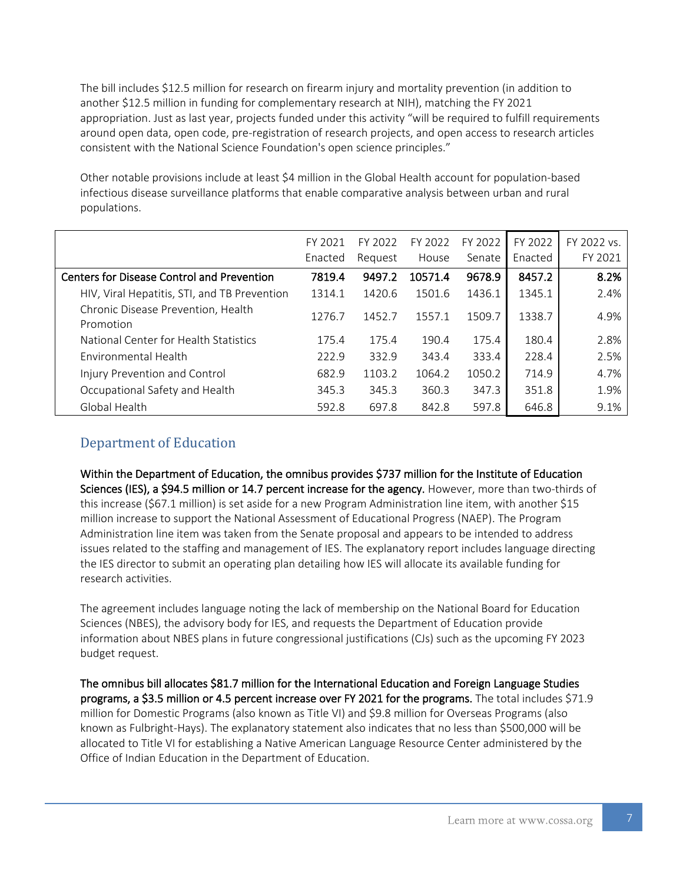The bill includes $12.5 million for research on firearm injury and mortality prevention (in addition to another $12.5 million in funding for complementary research at NIH), matching the FY 2021 appropriation. Just as last year, projects funded under this activity "will be required to fulfill requirements around open data, open code, pre-registration of research projects, and open access to research articles consistent with the National Science Foundation's open science principles."

Other notable provisions include at least $4 million in the Global Health account for population-based infectious disease surveillance platforms that enable comparative analysis between urban and rural populations.

| | FY 2021 Enacted | FY 2022 Request | FY 2022 House | FY 2022 Senate | FY 2022 Enacted | FY 2022 vs. FY 2021 |
|---|---|---|---|---|---|---|
| **Centers for Disease Control and Prevention** | **7819.4** | **9497.2** | **10571.4** | **9678.9** | **8457.2** | **8.2%** |
| HIV, Viral Hepatitis, STI, and TB Prevention | 1314.1 | 1420.6 | 1501.6 | 1436.1 | 1345.1 | 2.4% |
| Chronic Disease Prevention, Health Promotion | 1276.7 | 1452.7 | 1557.1 | 1509.7 | 1338.7 | 4.9% |
| National Center for Health Statistics | 175.4 | 175.4 | 190.4 | 175.4 | 180.4 | 2.8% |
| Environmental Health | 222.9 | 332.9 | 343.4 | 333.4 | 228.4 | 2.5% |
| Injury Prevention and Control | 682.9 | 1103.2 | 1064.2 | 1050.2 | 714.9 | 4.7% |
| Occupational Safety and Health | 345.3 | 345.3 | 360.3 | 347.3 | 351.8 | 1.9% |
| Global Health | 592.8 | 697.8 | 842.8 | 597.8 | 646.8 | 9.1% |

## Department of Education

**Within the Department of Education, the omnibus provides $737 million for the Institute of Education Sciences (IES), a $94.5 million or 14.7 percent increase for the agency.** However, more than two-thirds of this increase ($67.1 million) is set aside for a new Program Administration line item, with another $15 million increase to support the National Assessment of Educational Progress (NAEP). The Program Administration line item was taken from the Senate proposal and appears to be intended to address issues related to the staffing and management of IES. The explanatory report includes language directing the IES director to submit an operating plan detailing how IES will allocate its available funding for research activities.

The agreement includes language noting the lack of membership on the National Board for Education Sciences (NBES), the advisory body for IES, and requests the Department of Education provide information about NBES plans in future congressional justifications (CJs) such as the upcoming FY 2023 budget request.

**The omnibus bill allocates $81.7 million for the International Education and Foreign Language Studies programs, a $3.5 million or 4.5 percent increase over FY 2021 for the programs.** The total includes $71.9 million for Domestic Programs (also known as Title VI) and $9.8 million for Overseas Programs (also known as Fulbright-Hays). The explanatory statement also indicates that no less than $500,000 will be allocated to Title VI for establishing a Native American Language Resource Center administered by the Office of Indian Education in the Department of Education.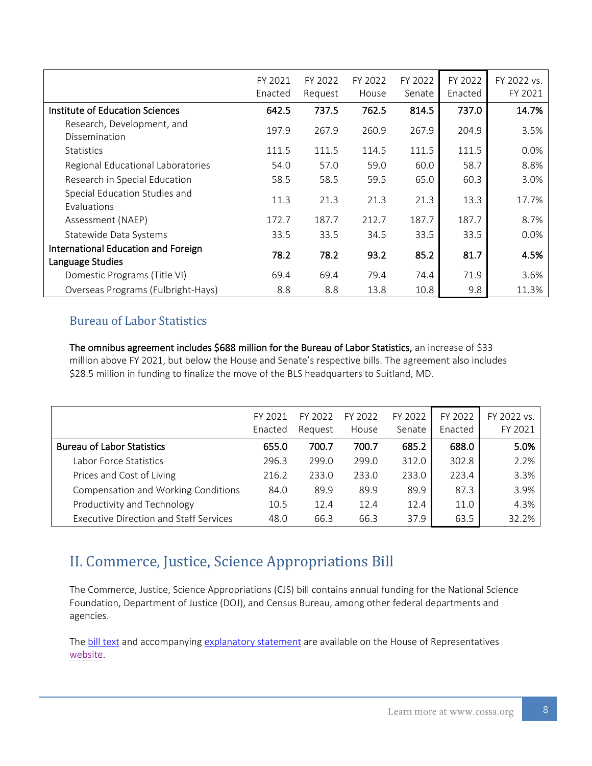| | FY 2021 Enacted | FY 2022 Request | FY 2022 House | FY 2022 Senate | FY 2022 Enacted | FY 2022 vs. FY 2021 |
|---|---|---|---|---|---|---|
| **Institute of Education Sciences** | **642.5** | **737.5** | **762.5** | **814.5** | **737.0** | **14.7%** |
| Research, Development, and Dissemination | 197.9 | 267.9 | 260.9 | 267.9 | 204.9 | 3.5% |
| Statistics | 111.5 | 111.5 | 114.5 | 111.5 | 111.5 | 0.0% |
| Regional Educational Laboratories | 54.0 | 57.0 | 59.0 | 60.0 | 58.7 | 8.8% |
| Research in Special Education | 58.5 | 58.5 | 59.5 | 65.0 | 60.3 | 3.0% |
| Special Education Studies and Evaluations | 11.3 | 21.3 | 21.3 | 21.3 | 13.3 | 17.7% |
| Assessment (NAEP) | 172.7 | 187.7 | 212.7 | 187.7 | 187.7 | 8.7% |
| Statewide Data Systems | 33.5 | 33.5 | 34.5 | 33.5 | 33.5 | 0.0% |
| **International Education and Foreign Language Studies** | **78.2** | **78.2** | **93.2** | **85.2** | **81.7** | **4.5%** |
| Domestic Programs (Title VI) | 69.4 | 69.4 | 79.4 | 74.4 | 71.9 | 3.6% |
| Overseas Programs (Fulbright-Hays) | 8.8 | 8.8 | 13.8 | 10.8 | 9.8 | 11.3% |

### Bureau of Labor Statistics

**The omnibus agreement includes $688 million for the Bureau of Labor Statistics,** an increase of $33 million above FY 2021, but below the House and Senate's respective bills. The agreement also includes $28.5 million in funding to finalize the move of the BLS headquarters to Suitland, MD.

| | FY 2021 Enacted | FY 2022 Request | FY 2022 House | FY 2022 Senate | FY 2022 Enacted | FY 2022 vs. FY 2021 |
|---|---|---|---|---|---|---|
| **Bureau of Labor Statistics** | **655.0** | **700.7** | **700.7** | **685.2** | **688.0** | **5.0%** |
| Labor Force Statistics | 296.3 | 299.0 | 299.0 | 312.0 | 302.8 | 2.2% |
| Prices and Cost of Living | 216.2 | 233.0 | 233.0 | 233.0 | 223.4 | 3.3% |
| Compensation and Working Conditions | 84.0 | 89.9 | 89.9 | 89.9 | 87.3 | 3.9% |
| Productivity and Technology | 10.5 | 12.4 | 12.4 | 12.4 | 11.0 | 4.3% |
| Executive Direction and Staff Services | 48.0 | 66.3 | 66.3 | 37.9 | 63.5 | 32.2% |

## II. Commerce, Justice, Science Appropriations Bill

The Commerce, Justice, Science Appropriations (CJS) bill contains annual funding for the National Science Foundation, Department of Justice (DOJ), and Census Bureau, among other federal departments and agencies.

The bill text and accompanying explanatory statement are available on the House of Representatives website.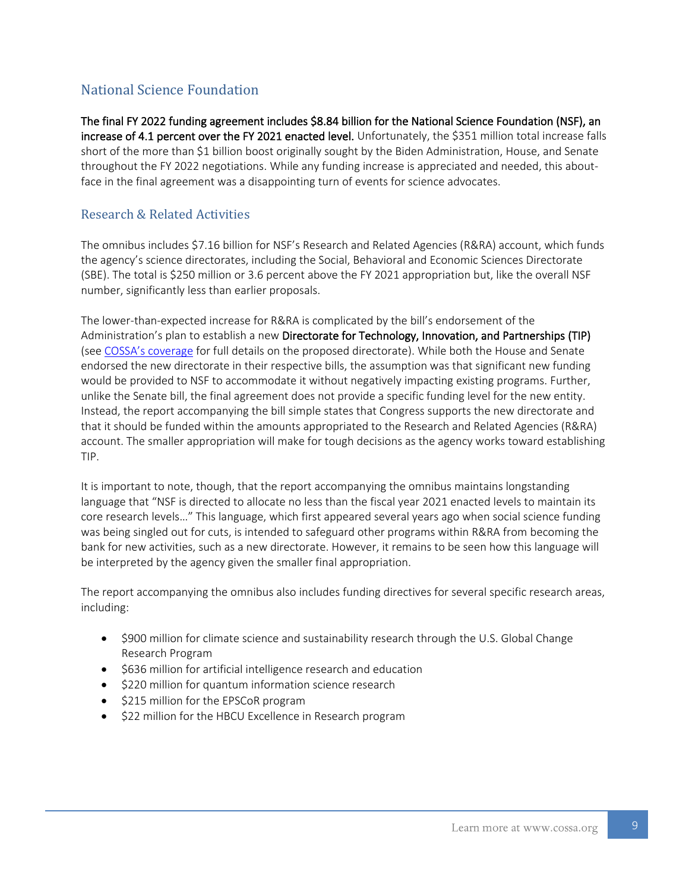## National Science Foundation

**The final FY 2022 funding agreement includes $8.84 billion for the National Science Foundation (NSF), an increase of 4.1 percent over the FY 2021 enacted level.** Unfortunately, the $351 million total increase falls short of the more than $1 billion boost originally sought by the Biden Administration, House, and Senate throughout the FY 2022 negotiations. While any funding increase is appreciated and needed, this about-face in the final agreement was a disappointing turn of events for science advocates.

### Research & Related Activities

The omnibus includes $7.16 billion for NSF's Research and Related Agencies (R&RA) account, which funds the agency's science directorates, including the Social, Behavioral and Economic Sciences Directorate (SBE). The total is $250 million or 3.6 percent above the FY 2021 appropriation but, like the overall NSF number, significantly less than earlier proposals.

The lower-than-expected increase for R&RA is complicated by the bill's endorsement of the Administration's plan to establish a new **Directorate for Technology, Innovation, and Partnerships (TIP)** (see [COSSA's coverage]() for full details on the proposed directorate). While both the House and Senate endorsed the new directorate in their respective bills, the assumption was that significant new funding would be provided to NSF to accommodate it without negatively impacting existing programs. Further, unlike the Senate bill, the final agreement does not provide a specific funding level for the new entity. Instead, the report accompanying the bill simple states that Congress supports the new directorate and that it should be funded within the amounts appropriated to the Research and Related Agencies (R&RA) account. The smaller appropriation will make for tough decisions as the agency works toward establishing TIP.

It is important to note, though, that the report accompanying the omnibus maintains longstanding language that "NSF is directed to allocate no less than the fiscal year 2021 enacted levels to maintain its core research levels…" This language, which first appeared several years ago when social science funding was being singled out for cuts, is intended to safeguard other programs within R&RA from becoming the bank for new activities, such as a new directorate. However, it remains to be seen how this language will be interpreted by the agency given the smaller final appropriation.

The report accompanying the omnibus also includes funding directives for several specific research areas, including:

- $900 million for climate science and sustainability research through the U.S. Global Change Research Program
- $636 million for artificial intelligence research and education
- $220 million for quantum information science research
- $215 million for the EPSCoR program
- $22 million for the HBCU Excellence in Research program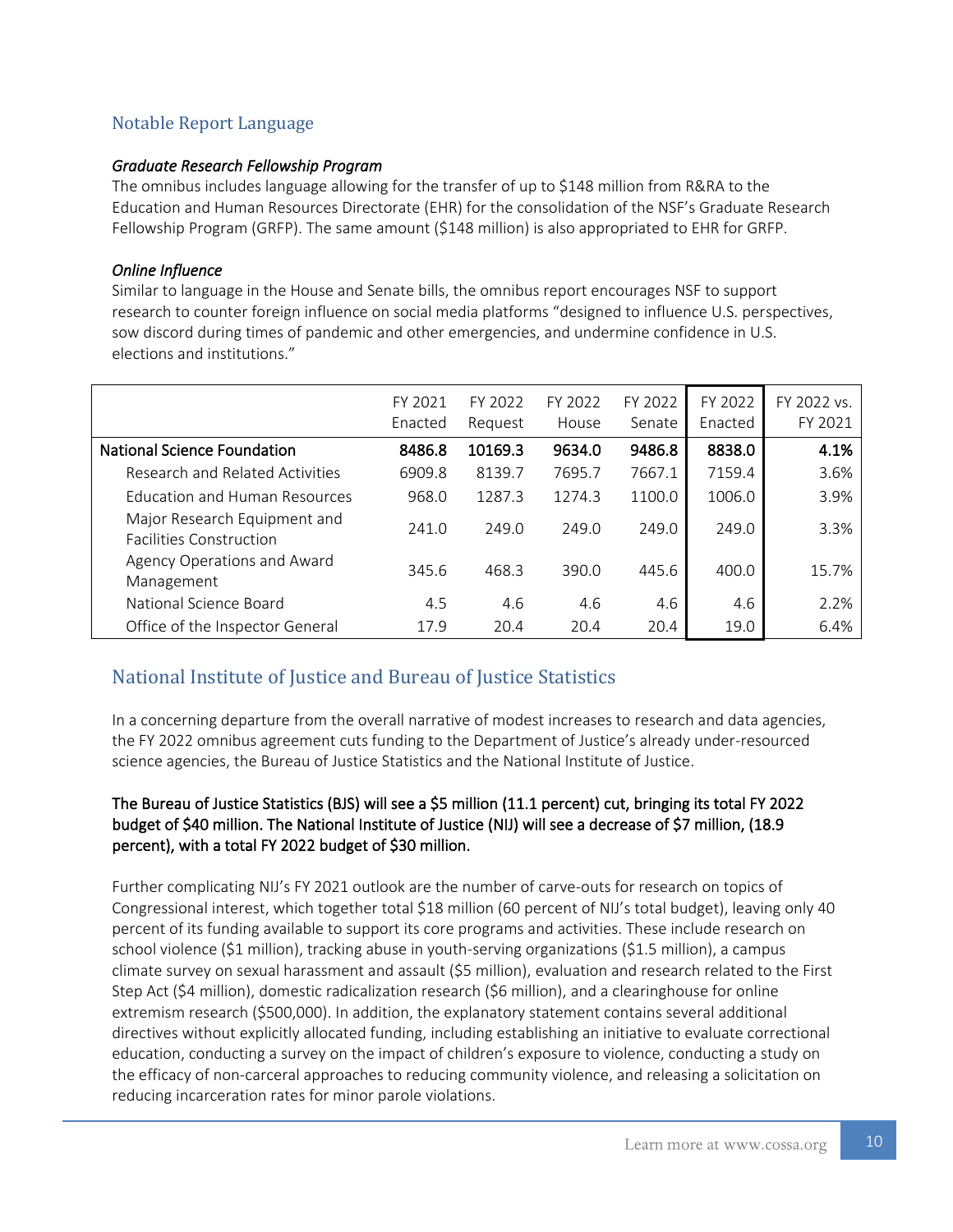## Notable Report Language

### *Graduate Research Fellowship Program*

The omnibus includes language allowing for the transfer of up to $148 million from R&RA to the Education and Human Resources Directorate (EHR) for the consolidation of the NSF's Graduate Research Fellowship Program (GRFP). The same amount ($148 million) is also appropriated to EHR for GRFP.

### *Online Influence*

Similar to language in the House and Senate bills, the omnibus report encourages NSF to support research to counter foreign influence on social media platforms "designed to influence U.S. perspectives, sow discord during times of pandemic and other emergencies, and undermine confidence in U.S. elections and institutions."

| | FY 2021 Enacted | FY 2022 Request | FY 2022 House | FY 2022 Senate | FY 2022 Enacted | FY 2022 vs. FY 2021 |
|---|---|---|---|---|---|---|
| **National Science Foundation** | **8486.8** | **10169.3** | **9634.0** | **9486.8** | **8838.0** | **4.1%** |
| Research and Related Activities | 6909.8 | 8139.7 | 7695.7 | 7667.1 | 7159.4 | 3.6% |
| Education and Human Resources | 968.0 | 1287.3 | 1274.3 | 1100.0 | 1006.0 | 3.9% |
| Major Research Equipment and Facilities Construction | 241.0 | 249.0 | 249.0 | 249.0 | 249.0 | 3.3% |
| Agency Operations and Award Management | 345.6 | 468.3 | 390.0 | 445.6 | 400.0 | 15.7% |
| National Science Board | 4.5 | 4.6 | 4.6 | 4.6 | 4.6 | 2.2% |
| Office of the Inspector General | 17.9 | 20.4 | 20.4 | 20.4 | 19.0 | 6.4% |

## National Institute of Justice and Bureau of Justice Statistics

In a concerning departure from the overall narrative of modest increases to research and data agencies, the FY 2022 omnibus agreement cuts funding to the Department of Justice's already under-resourced science agencies, the Bureau of Justice Statistics and the National Institute of Justice.

**The Bureau of Justice Statistics (BJS) will see a $5 million (11.1 percent) cut, bringing its total FY 2022 budget of $40 million. The National Institute of Justice (NIJ) will see a decrease of $7 million, (18.9 percent), with a total FY 2022 budget of $30 million.**

Further complicating NIJ's FY 2021 outlook are the number of carve-outs for research on topics of Congressional interest, which together total $18 million (60 percent of NIJ's total budget), leaving only 40 percent of its funding available to support its core programs and activities. These include research on school violence ($1 million), tracking abuse in youth-serving organizations ($1.5 million), a campus climate survey on sexual harassment and assault ($5 million), evaluation and research related to the First Step Act ($4 million), domestic radicalization research ($6 million), and a clearinghouse for online extremism research ($500,000). In addition, the explanatory statement contains several additional directives without explicitly allocated funding, including establishing an initiative to evaluate correctional education, conducting a survey on the impact of children's exposure to violence, conducting a study on the efficacy of non-carceral approaches to reducing community violence, and releasing a solicitation on reducing incarceration rates for minor parole violations.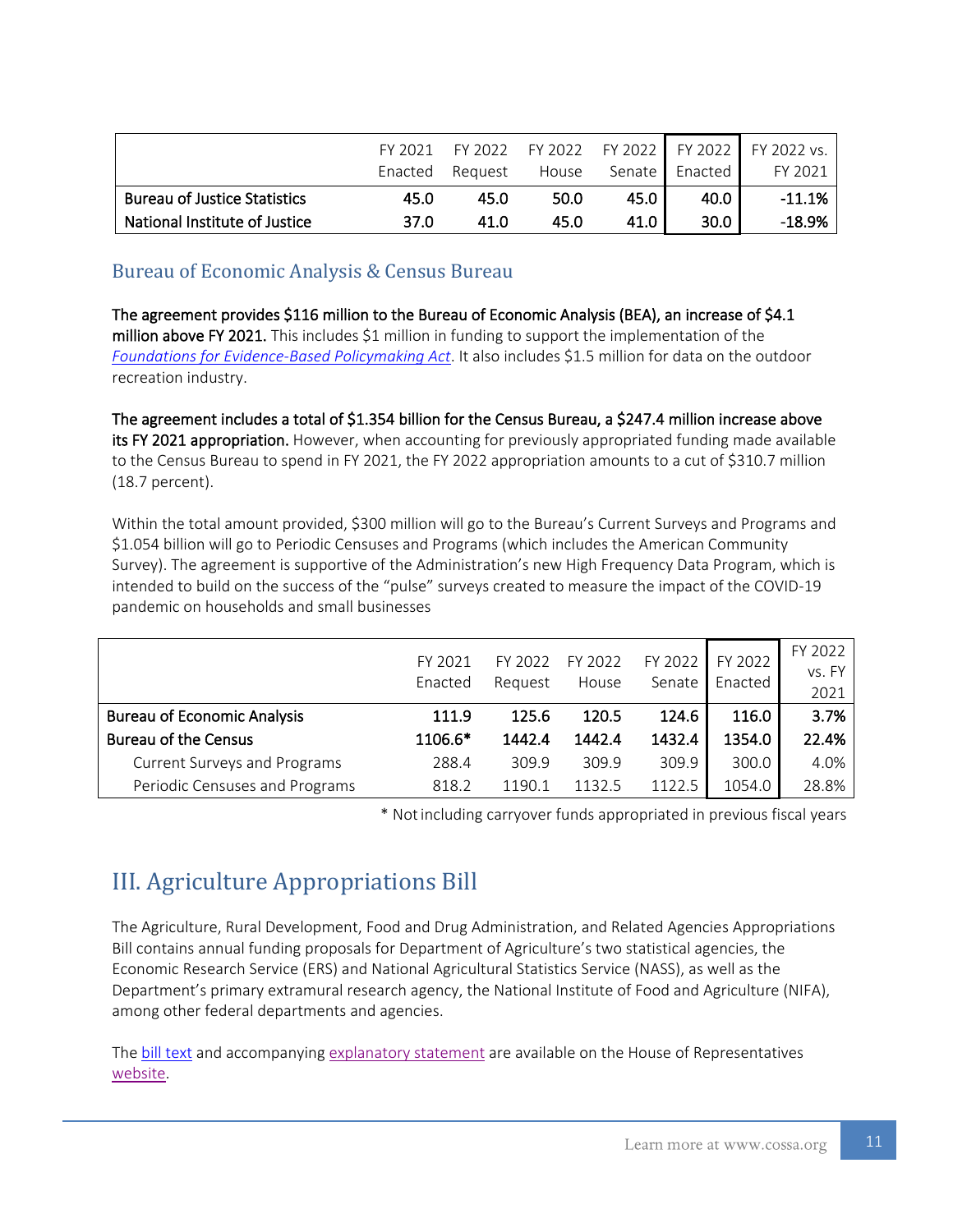| | FY 2021 Enacted | FY 2022 Request | FY 2022 House | FY 2022 Senate | FY 2022 Enacted | FY 2022 vs. FY 2021 |
|---|---|---|---|---|---|---|
| **Bureau of Justice Statistics** | **45.0** | **45.0** | **50.0** | **45.0** | **40.0** | **-11.1%** |
| **National Institute of Justice** | **37.0** | **41.0** | **45.0** | **41.0** | **30.0** | **-18.9%** |

## Bureau of Economic Analysis & Census Bureau

**The agreement provides $116 million to the Bureau of Economic Analysis (BEA), an increase of $4.1 million above FY 2021.** This includes $1 million in funding to support the implementation of the *Foundations for Evidence-Based Policymaking Act*. It also includes $1.5 million for data on the outdoor recreation industry.

**The agreement includes a total of $1.354 billion for the Census Bureau, a $247.4 million increase above its FY 2021 appropriation.** However, when accounting for previously appropriated funding made available to the Census Bureau to spend in FY 2021, the FY 2022 appropriation amounts to a cut of $310.7 million (18.7 percent).

Within the total amount provided, $300 million will go to the Bureau's Current Surveys and Programs and $1.054 billion will go to Periodic Censuses and Programs (which includes the American Community Survey). The agreement is supportive of the Administration's new High Frequency Data Program, which is intended to build on the success of the "pulse" surveys created to measure the impact of the COVID-19 pandemic on households and small businesses

| | FY 2021 Enacted | FY 2022 Request | FY 2022 House | FY 2022 Senate | FY 2022 Enacted | FY 2022 vs. FY 2021 |
|---|---|---|---|---|---|---|
| **Bureau of Economic Analysis** | **111.9** | **125.6** | **120.5** | **124.6** | **116.0** | **3.7%** |
| **Bureau of the Census** | **1106.6*** | **1442.4** | **1442.4** | **1432.4** | **1354.0** | **22.4%** |
| Current Surveys and Programs | 288.4 | 309.9 | 309.9 | 309.9 | 300.0 | 4.0% |
| Periodic Censuses and Programs | 818.2 | 1190.1 | 1132.5 | 1122.5 | 1054.0 | 28.8% |

* Not including carryover funds appropriated in previous fiscal years

# III. Agriculture Appropriations Bill

The Agriculture, Rural Development, Food and Drug Administration, and Related Agencies Appropriations Bill contains annual funding proposals for Department of Agriculture's two statistical agencies, the Economic Research Service (ERS) and National Agricultural Statistics Service (NASS), as well as the Department's primary extramural research agency, the National Institute of Food and Agriculture (NIFA), among other federal departments and agencies.

The bill text and accompanying explanatory statement are available on the House of Representatives website.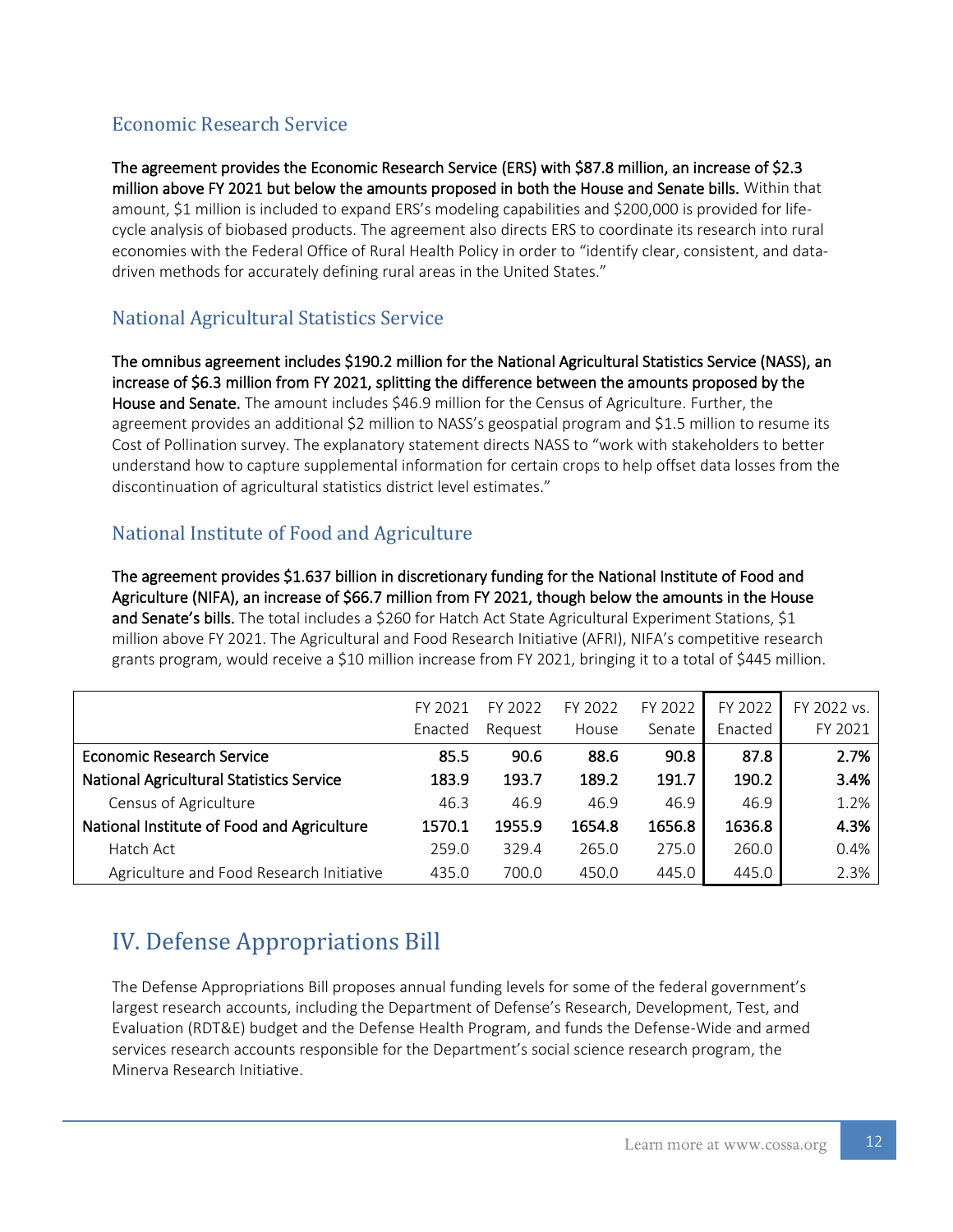### Economic Research Service

**The agreement provides the Economic Research Service (ERS) with $87.8 million, an increase of $2.3 million above FY 2021 but below the amounts proposed in both the House and Senate bills.** Within that amount, $1 million is included to expand ERS's modeling capabilities and $200,000 is provided for life-cycle analysis of biobased products. The agreement also directs ERS to coordinate its research into rural economies with the Federal Office of Rural Health Policy in order to "identify clear, consistent, and data-driven methods for accurately defining rural areas in the United States."

### National Agricultural Statistics Service

**The omnibus agreement includes $190.2 million for the National Agricultural Statistics Service (NASS), an increase of $6.3 million from FY 2021, splitting the difference between the amounts proposed by the House and Senate.** The amount includes $46.9 million for the Census of Agriculture. Further, the agreement provides an additional $2 million to NASS's geospatial program and $1.5 million to resume its Cost of Pollination survey. The explanatory statement directs NASS to "work with stakeholders to better understand how to capture supplemental information for certain crops to help offset data losses from the discontinuation of agricultural statistics district level estimates."

### National Institute of Food and Agriculture

**The agreement provides $1.637 billion in discretionary funding for the National Institute of Food and Agriculture (NIFA), an increase of $66.7 million from FY 2021, though below the amounts in the House and Senate's bills.** The total includes a $260 for Hatch Act State Agricultural Experiment Stations, $1 million above FY 2021. The Agricultural and Food Research Initiative (AFRI), NIFA's competitive research grants program, would receive a $10 million increase from FY 2021, bringing it to a total of $445 million.

| | FY 2021 Enacted | FY 2022 Request | FY 2022 House | FY 2022 Senate | FY 2022 Enacted | FY 2022 vs. FY 2021 |
|---|---|---|---|---|---|---|
| **Economic Research Service** | **85.5** | **90.6** | **88.6** | **90.8** | **87.8** | **2.7%** |
| **National Agricultural Statistics Service** | **183.9** | **193.7** | **189.2** | **191.7** | **190.2** | **3.4%** |
| Census of Agriculture | 46.3 | 46.9 | 46.9 | 46.9 | 46.9 | 1.2% |
| **National Institute of Food and Agriculture** | **1570.1** | **1955.9** | **1654.8** | **1656.8** | **1636.8** | **4.3%** |
| Hatch Act | 259.0 | 329.4 | 265.0 | 275.0 | 260.0 | 0.4% |
| Agriculture and Food Research Initiative | 435.0 | 700.0 | 450.0 | 445.0 | 445.0 | 2.3% |

## IV. Defense Appropriations Bill

The Defense Appropriations Bill proposes annual funding levels for some of the federal government's largest research accounts, including the Department of Defense's Research, Development, Test, and Evaluation (RDT&E) budget and the Defense Health Program, and funds the Defense-Wide and armed services research accounts responsible for the Department's social science research program, the Minerva Research Initiative.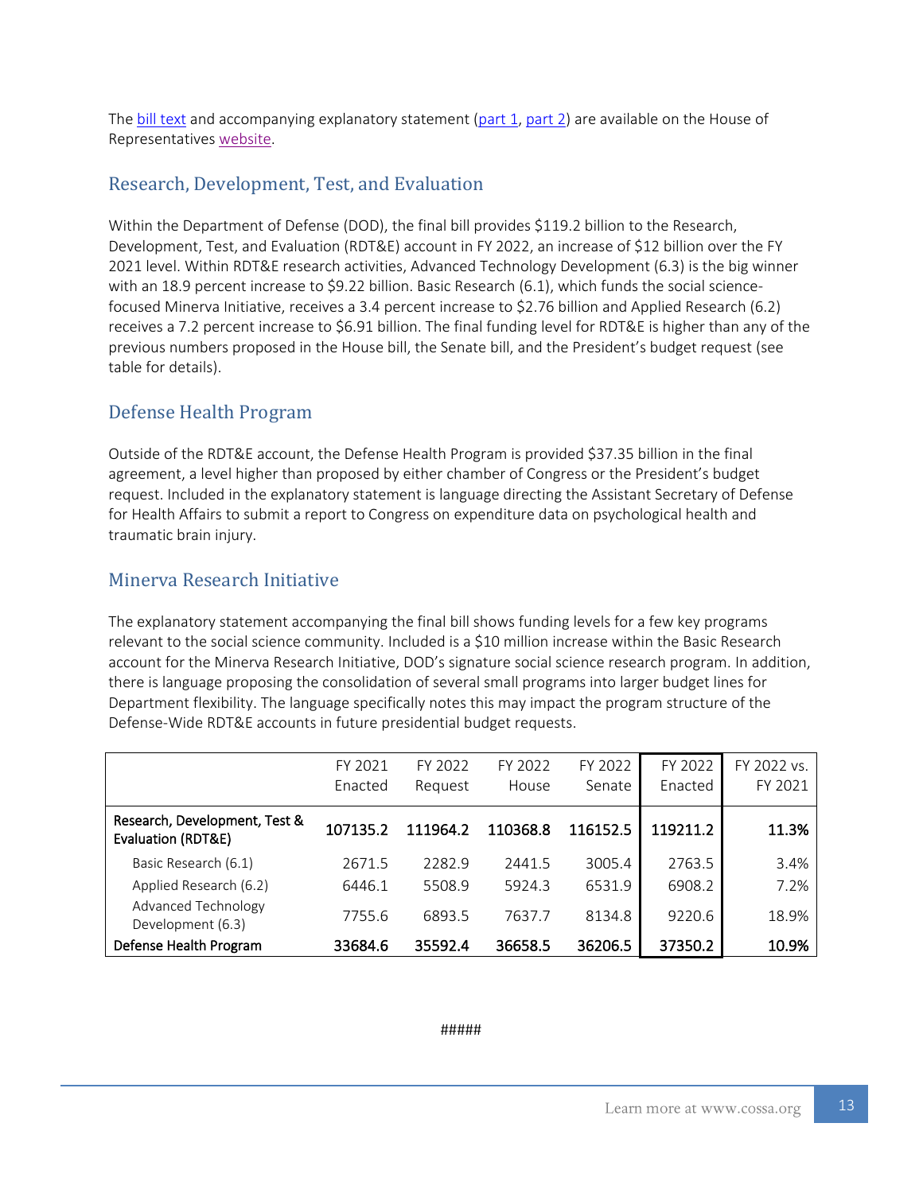The bill text and accompanying explanatory statement (part 1, part 2) are available on the House of Representatives website.

## Research, Development, Test, and Evaluation

Within the Department of Defense (DOD), the final bill provides $119.2 billion to the Research, Development, Test, and Evaluation (RDT&E) account in FY 2022, an increase of $12 billion over the FY 2021 level. Within RDT&E research activities, Advanced Technology Development (6.3) is the big winner with an 18.9 percent increase to $9.22 billion. Basic Research (6.1), which funds the social science-focused Minerva Initiative, receives a 3.4 percent increase to $2.76 billion and Applied Research (6.2) receives a 7.2 percent increase to $6.91 billion. The final funding level for RDT&E is higher than any of the previous numbers proposed in the House bill, the Senate bill, and the President's budget request (see table for details).

## Defense Health Program

Outside of the RDT&E account, the Defense Health Program is provided $37.35 billion in the final agreement, a level higher than proposed by either chamber of Congress or the President's budget request. Included in the explanatory statement is language directing the Assistant Secretary of Defense for Health Affairs to submit a report to Congress on expenditure data on psychological health and traumatic brain injury.

## Minerva Research Initiative

The explanatory statement accompanying the final bill shows funding levels for a few key programs relevant to the social science community. Included is a $10 million increase within the Basic Research account for the Minerva Research Initiative, DOD's signature social science research program. In addition, there is language proposing the consolidation of several small programs into larger budget lines for Department flexibility. The language specifically notes this may impact the program structure of the Defense-Wide RDT&E accounts in future presidential budget requests.

| | FY 2021 Enacted | FY 2022 Request | FY 2022 House | FY 2022 Senate | FY 2022 Enacted | FY 2022 vs. FY 2021 |
|---|---|---|---|---|---|---|
| **Research, Development, Test & Evaluation (RDT&E)** | **107135.2** | **111964.2** | **110368.8** | **116152.5** | **119211.2** | **11.3%** |
| Basic Research (6.1) | 2671.5 | 2282.9 | 2441.5 | 3005.4 | 2763.5 | 3.4% |
| Applied Research (6.2) | 6446.1 | 5508.9 | 5924.3 | 6531.9 | 6908.2 | 7.2% |
| Advanced Technology Development (6.3) | 7755.6 | 6893.5 | 7637.7 | 8134.8 | 9220.6 | 18.9% |
| **Defense Health Program** | **33684.6** | **35592.4** | **36658.5** | **36206.5** | **37350.2** | **10.9%** |

#####